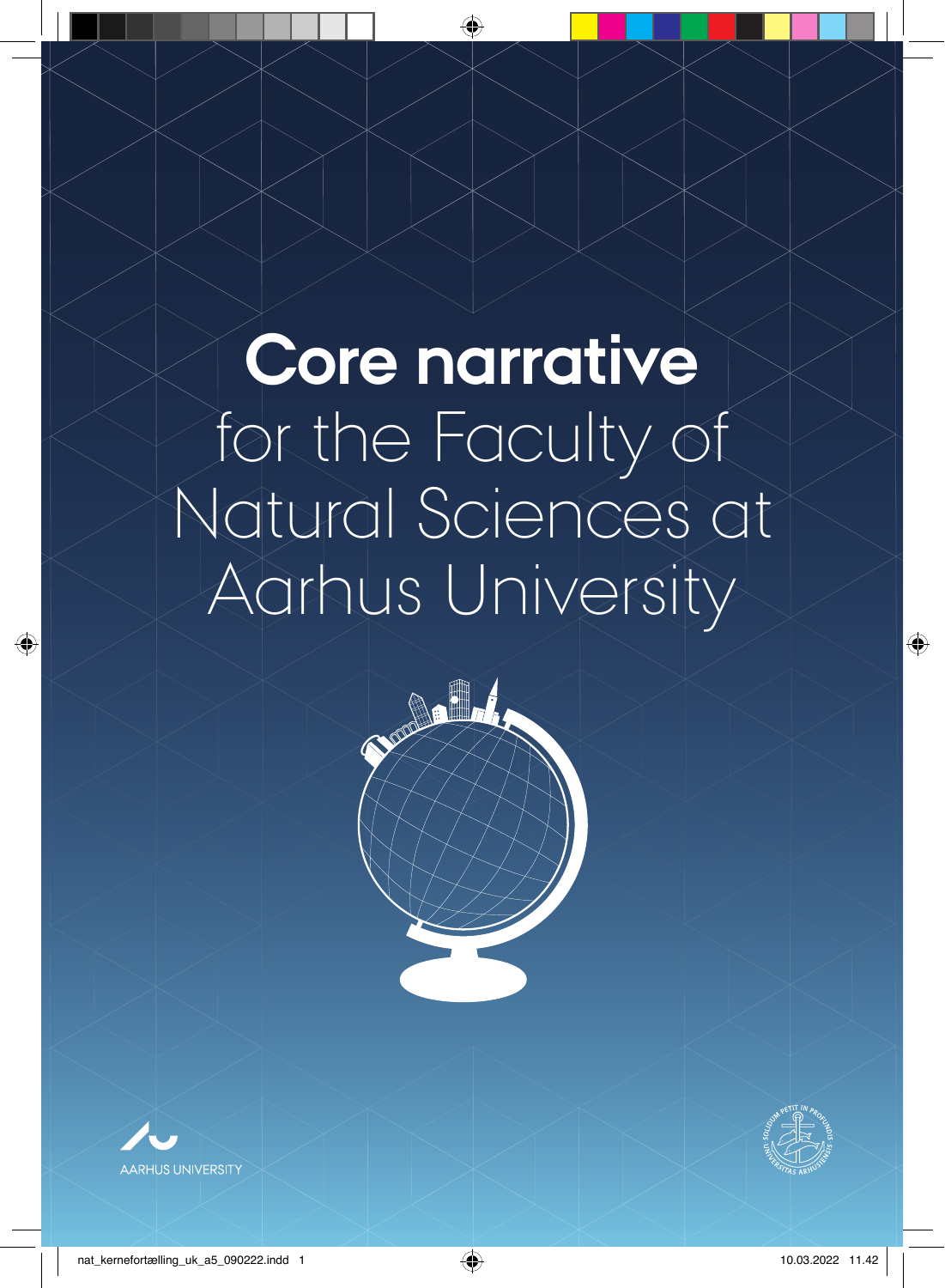# **Core narrative** for the Faculty of Natural Sciences at Aarhus University

AARHUS UNIVERSITY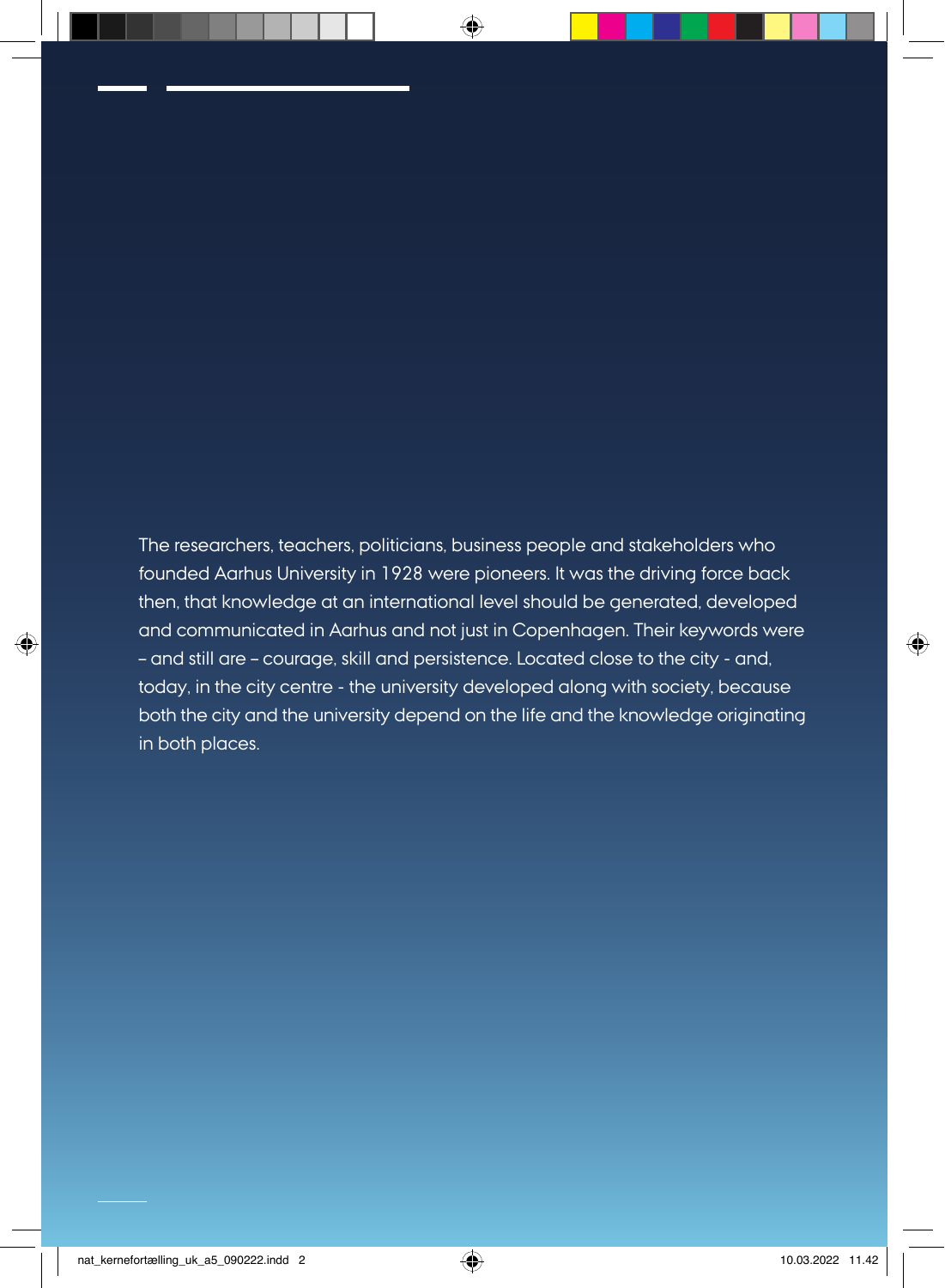The researchers, teachers, politicians, business people and stakeholders who founded Aarhus University in 1928 were pioneers. It was the driving force back then, that knowledge at an international level should be generated, developed and communicated in Aarhus and not just in Copenhagen. Their keywords were – and still are – courage, skill and persistence. Located close to the city - and, today, in the city centre - the university developed along with society, because both the city and the university depend on the life and the knowledge originating in both places.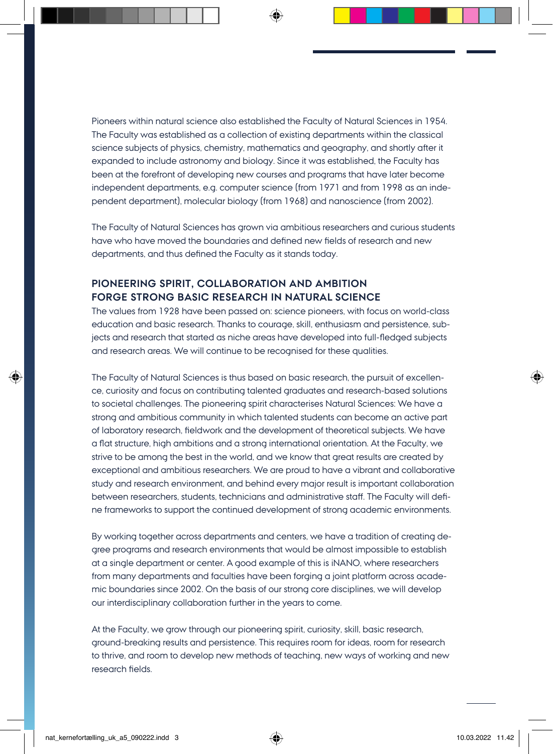Pioneers within natural science also established the Faculty of Natural Sciences in 1954. The Faculty was established as a collection of existing departments within the classical science subjects of physics, chemistry, mathematics and geography, and shortly after it expanded to include astronomy and biology. Since it was established, the Faculty has been at the forefront of developing new courses and programs that have later become independent departments, e.g. computer science (from 1971 and from 1998 as an independent department), molecular biology (from 1968) and nanoscience (from 2002).

The Faculty of Natural Sciences has grown via ambitious researchers and curious students have who have moved the boundaries and defined new fields of research and new departments, and thus defined the Faculty as it stands today.

## PIONEERING SPIRIT, COLLABORATION AND AMBITION FORGE STRONG BASIC RESEARCH IN NATURAL SCIENCE

The values from 1928 have been passed on: science pioneers, with focus on world-class education and basic research. Thanks to courage, skill, enthusiasm and persistence, subjects and research that started as niche areas have developed into full-fledged subjects and research areas. We will continue to be recognised for these qualities.

The Faculty of Natural Sciences is thus based on basic research, the pursuit of excellence, curiosity and focus on contributing talented graduates and research-based solutions to societal challenges. The pioneering spirit characterises Natural Sciences: We have a strong and ambitious community in which talented students can become an active part of laboratory research, fieldwork and the development of theoretical subjects. We have a flat structure, high ambitions and a strong international orientation. At the Faculty, we strive to be among the best in the world, and we know that great results are created by exceptional and ambitious researchers. We are proud to have a vibrant and collaborative study and research environment, and behind every major result is important collaboration between researchers, students, technicians and administrative staff. The Faculty will define frameworks to support the continued development of strong academic environments.

By working together across departments and centers, we have a tradition of creating degree programs and research environments that would be almost impossible to establish at a single department or center. A good example of this is iNANO, where researchers from many departments and faculties have been forging a joint platform across academic boundaries since 2002. On the basis of our strong core disciplines, we will develop our interdisciplinary collaboration further in the years to come.

At the Faculty, we grow through our pioneering spirit, curiosity, skill, basic research, ground-breaking results and persistence. This requires room for ideas, room for research to thrive, and room to develop new methods of teaching, new ways of working and new research fields.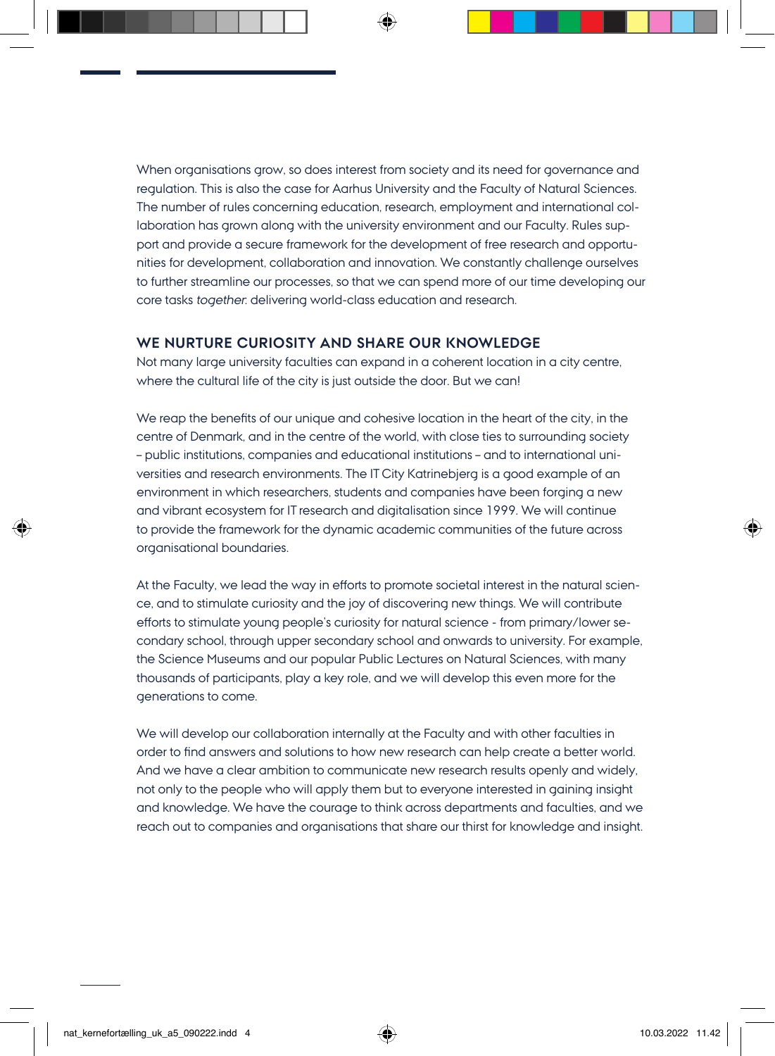When organisations grow, so does interest from society and its need for governance and regulation. This is also the case for Aarhus University and the Faculty of Natural Sciences. The number of rules concerning education, research, employment and international collaboration has grown along with the university environment and our Faculty. Rules support and provide a secure framework for the development of free research and opportunities for development, collaboration and innovation. We constantly challenge ourselves to further streamline our processes, so that we can spend more of our time developing our core tasks *together*: delivering world-class education and research.

## WE NURTURE CURIOSITY AND SHARE OUR KNOWLEDGE

Not many large university faculties can expand in a coherent location in a city centre, where the cultural life of the city is just outside the door. But we can!

We reap the benefits of our unique and cohesive location in the heart of the city, in the centre of Denmark, and in the centre of the world, with close ties to surrounding society – public institutions, companies and educational institutions – and to international universities and research environments. The IT City Katrinebjerg is a good example of an environment in which researchers, students and companies have been forging a new and vibrant ecosystem for IT research and digitalisation since 1999. We will continue to provide the framework for the dynamic academic communities of the future across organisational boundaries.

At the Faculty, we lead the way in efforts to promote societal interest in the natural science, and to stimulate curiosity and the joy of discovering new things. We will contribute efforts to stimulate young people's curiosity for natural science - from primary/lower secondary school, through upper secondary school and onwards to university. For example, the Science Museums and our popular Public Lectures on Natural Sciences, with many thousands of participants, play a key role, and we will develop this even more for the generations to come.

We will develop our collaboration internally at the Faculty and with other faculties in order to find answers and solutions to how new research can help create a better world. And we have a clear ambition to communicate new research results openly and widely, not only to the people who will apply them but to everyone interested in gaining insight and knowledge. We have the courage to think across departments and faculties, and we reach out to companies and organisations that share our thirst for knowledge and insight.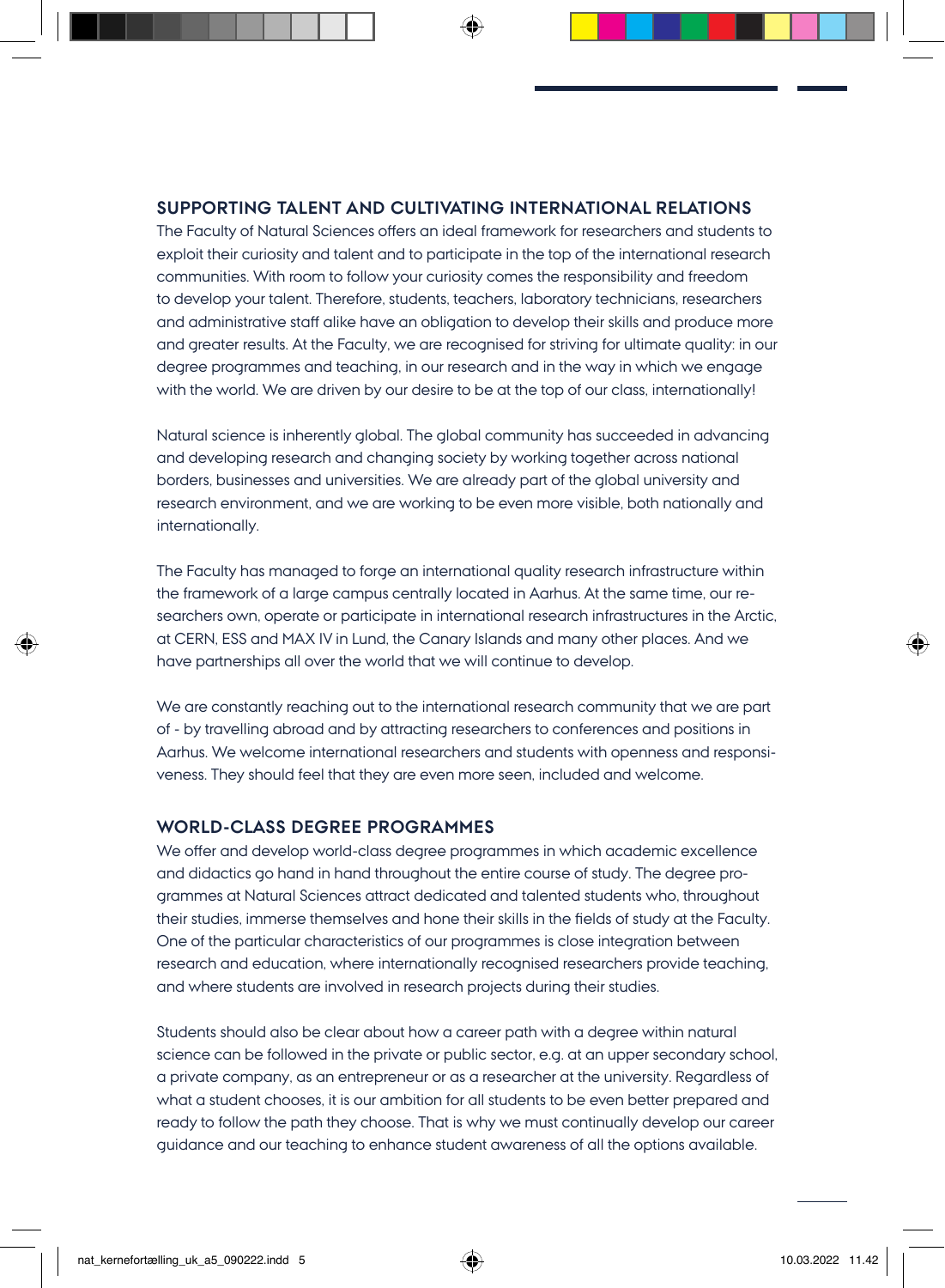## SUPPORTING TALENT AND CULTIVATING INTERNATIONAL RELATIONS

The Faculty of Natural Sciences offers an ideal framework for researchers and students to exploit their curiosity and talent and to participate in the top of the international research communities. With room to follow your curiosity comes the responsibility and freedom to develop your talent. Therefore, students, teachers, laboratory technicians, researchers and administrative staff alike have an obligation to develop their skills and produce more and greater results. At the Faculty, we are recognised for striving for ultimate quality: in our degree programmes and teaching, in our research and in the way in which we engage with the world. We are driven by our desire to be at the top of our class, internationally!

Natural science is inherently global. The global community has succeeded in advancing and developing research and changing society by working together across national borders, businesses and universities. We are already part of the global university and research environment, and we are working to be even more visible, both nationally and internationally.

The Faculty has managed to forge an international quality research infrastructure within the framework of a large campus centrally located in Aarhus. At the same time, our researchers own, operate or participate in international research infrastructures in the Arctic, at CERN, ESS and MAX IV in Lund, the Canary Islands and many other places. And we have partnerships all over the world that we will continue to develop.

We are constantly reaching out to the international research community that we are part of - by travelling abroad and by attracting researchers to conferences and positions in Aarhus. We welcome international researchers and students with openness and responsiveness. They should feel that they are even more seen, included and welcome.

## WORLD-CLASS DEGREE PROGRAMMES

We offer and develop world-class degree programmes in which academic excellence and didactics go hand in hand throughout the entire course of study. The degree programmes at Natural Sciences attract dedicated and talented students who, throughout their studies, immerse themselves and hone their skills in the fields of study at the Faculty. One of the particular characteristics of our programmes is close integration between research and education, where internationally recognised researchers provide teaching, and where students are involved in research projects during their studies.

Students should also be clear about how a career path with a degree within natural science can be followed in the private or public sector, e.g. at an upper secondary school, a private company, as an entrepreneur or as a researcher at the university. Regardless of what a student chooses, it is our ambition for all students to be even better prepared and ready to follow the path they choose. That is why we must continually develop our career guidance and our teaching to enhance student awareness of all the options available.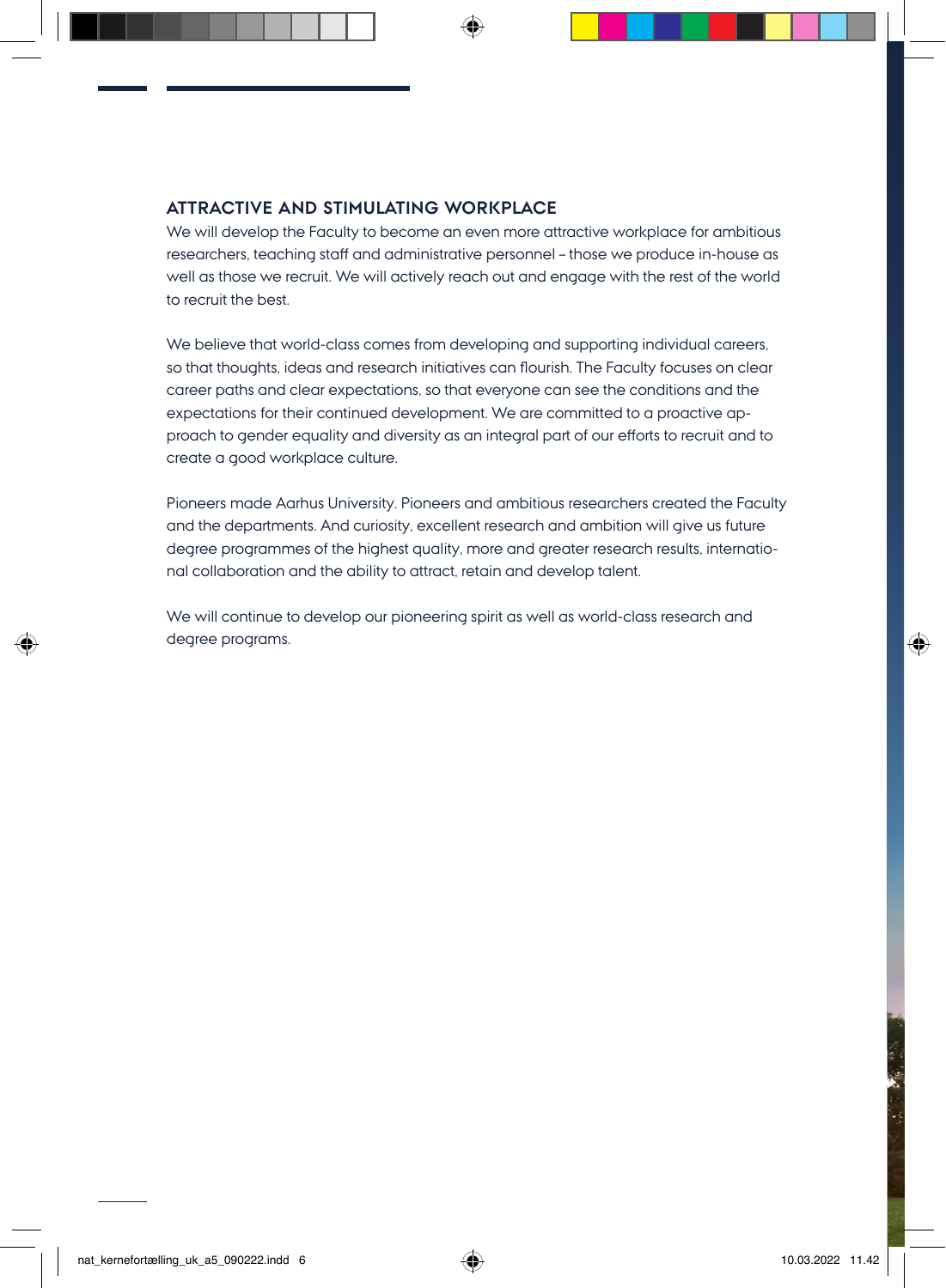## ATTRACTIVE AND STIMULATING WORKPLACE

We will develop the Faculty to become an even more attractive workplace for ambitious researchers, teaching staff and administrative personnel – those we produce in-house as well as those we recruit. We will actively reach out and engage with the rest of the world to recruit the best.

We believe that world-class comes from developing and supporting individual careers, so that thoughts, ideas and research initiatives can flourish. The Faculty focuses on clear career paths and clear expectations, so that everyone can see the conditions and the expectations for their continued development. We are committed to a proactive approach to gender equality and diversity as an integral part of our efforts to recruit and to create a good workplace culture.

Pioneers made Aarhus University. Pioneers and ambitious researchers created the Faculty and the departments. And curiosity, excellent research and ambition will give us future degree programmes of the highest quality, more and greater research results, international collaboration and the ability to attract, retain and develop talent.

We will continue to develop our pioneering spirit as well as world-class research and degree programs.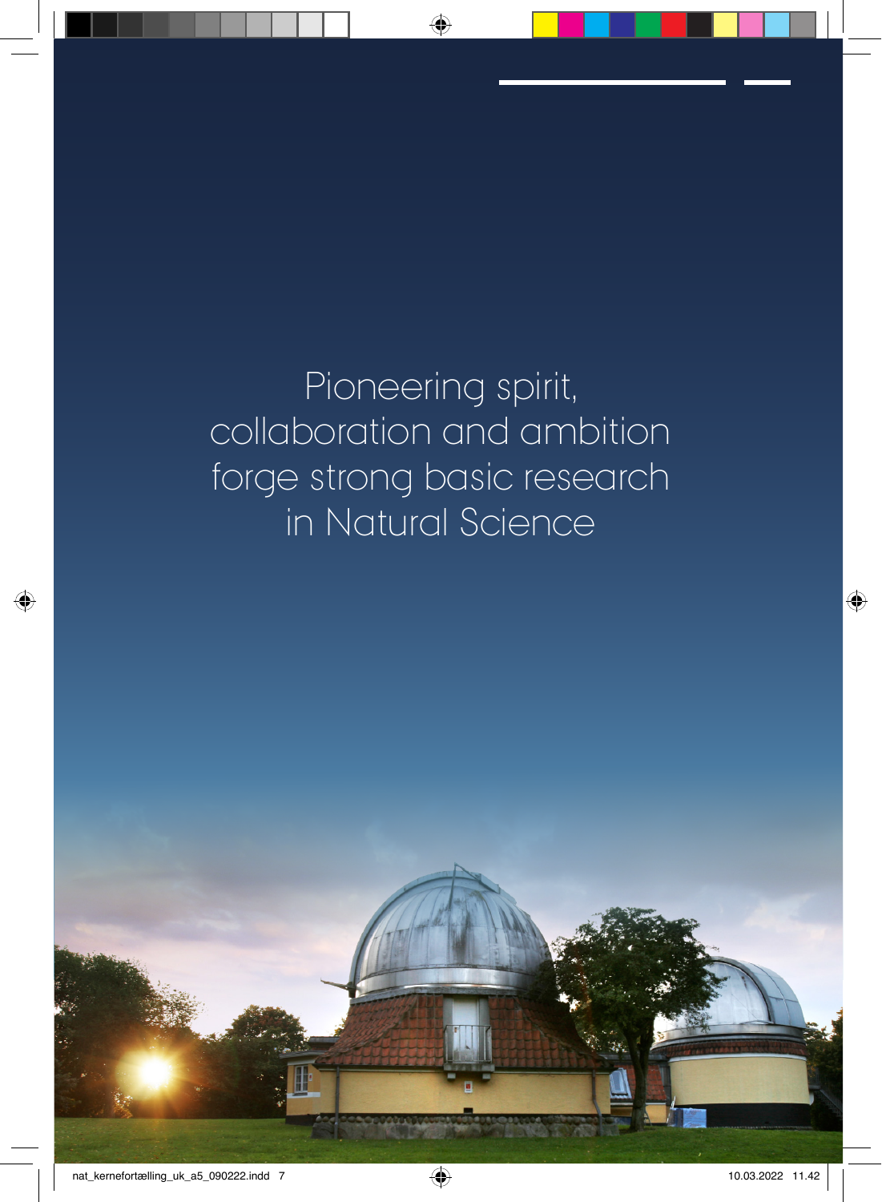Pioneering spirit, collaboration and ambition forge strong basic research in Natural Science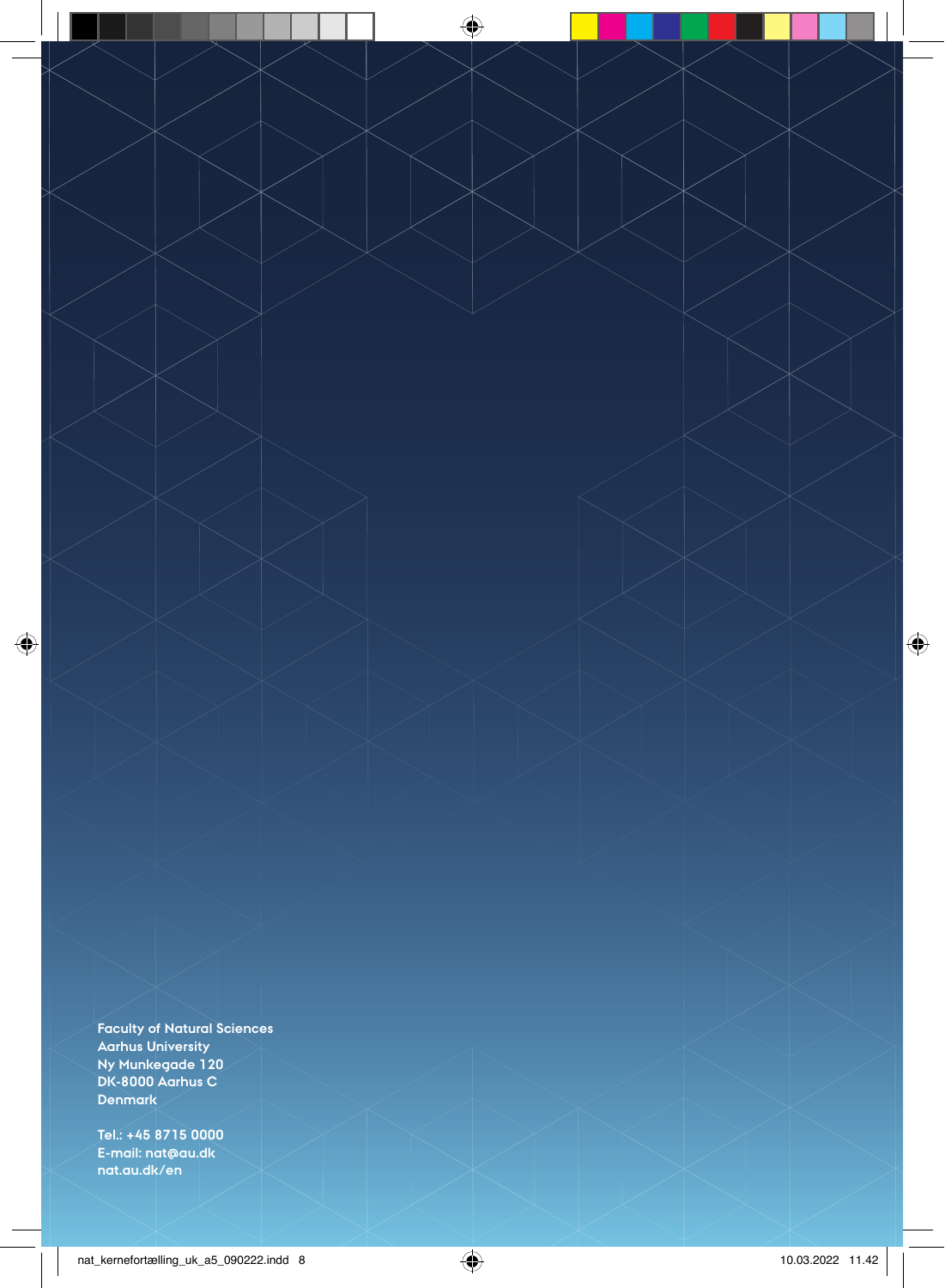Faculty of Natural Sciences
Aarhus University
Ny Munkegade 120
DK-8000 Aarhus C
Denmark

Tel.: +45 8715 0000
E-mail: nat@au.dk
nat.au.dk/en